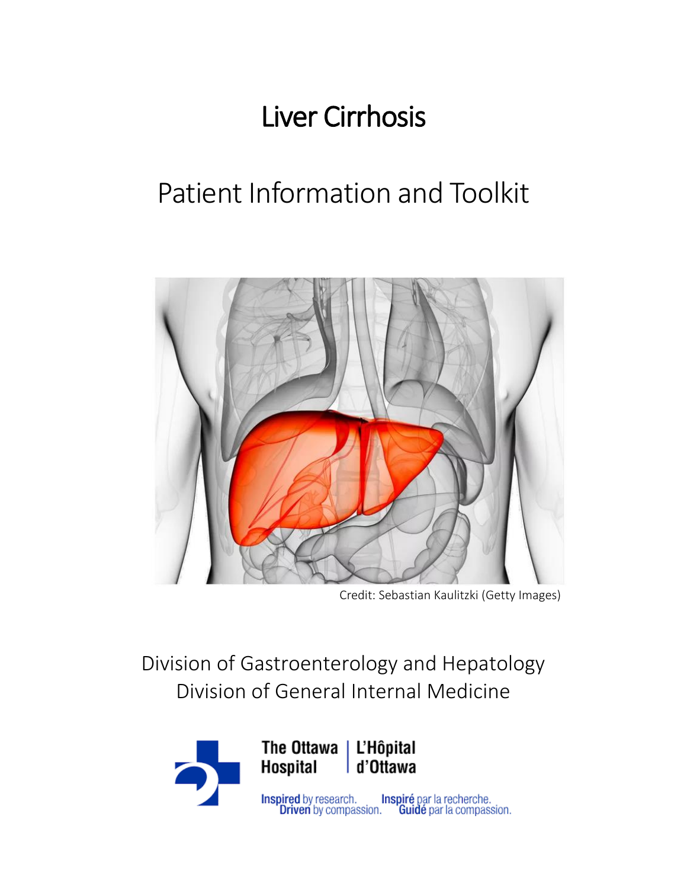# Liver Cirrhosis

## Patient Information and Toolkit

Credit: Sebastian Kaulitzki (Getty Images)

Division of Gastroenterology and Hepatology
Division of General Internal Medicine

The Ottawa Hospital | L'Hôpital d'Ottawa

Inspired by research. Driven by compassion. Inspiré par la recherche. Guidé par la compassion.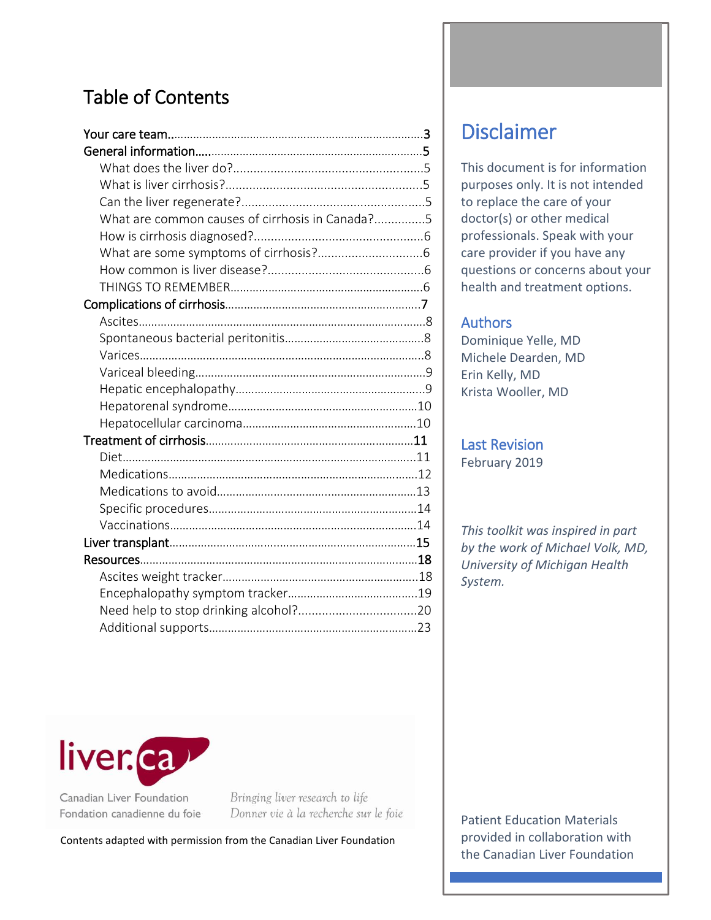# Table of Contents

| | |
|---|---|
| **Your care team** | 3 |
| **General information** | 5 |
| What does the liver do? | 5 |
| What is liver cirrhosis? | 5 |
| Can the liver regenerate? | 5 |
| What are common causes of cirrhosis in Canada? | 5 |
| How is cirrhosis diagnosed? | 6 |
| What are some symptoms of cirrhosis? | 6 |
| How common is liver disease? | 6 |
| THINGS TO REMEMBER | 6 |
| **Complications of cirrhosis** | 7 |
| Ascites | 8 |
| Spontaneous bacterial peritonitis | 8 |
| Varices | 8 |
| Variceal bleeding | 9 |
| Hepatic encephalopathy | 9 |
| Hepatorenal syndrome | 10 |
| Hepatocellular carcinoma | 10 |
| **Treatment of cirrhosis** | 11 |
| Diet | 11 |
| Medications | 12 |
| Medications to avoid | 13 |
| Specific procedures | 14 |
| Vaccinations | 14 |
| **Liver transplant** | 15 |
| **Resources** | 18 |
| Ascites weight tracker | 18 |
| Encephalopathy symptom tracker | 19 |
| Need help to stop drinking alcohol? | 20 |
| Additional supports | 23 |

liver.ca

Canadian Liver Foundation
Fondation canadienne du foie

*Bringing liver research to life*
*Donner vie à la recherche sur le foie*

Contents adapted with permission from the Canadian Liver Foundation

## Disclaimer

This document is for information purposes only. It is not intended to replace the care of your doctor(s) or other medical professionals. Speak with your care provider if you have any questions or concerns about your health and treatment options.

### Authors

Dominique Yelle, MD
Michele Dearden, MD
Erin Kelly, MD
Krista Wooller, MD

### Last Revision

February 2019

*This toolkit was inspired in part by the work of Michael Volk, MD, University of Michigan Health System.*

Patient Education Materials provided in collaboration with the Canadian Liver Foundation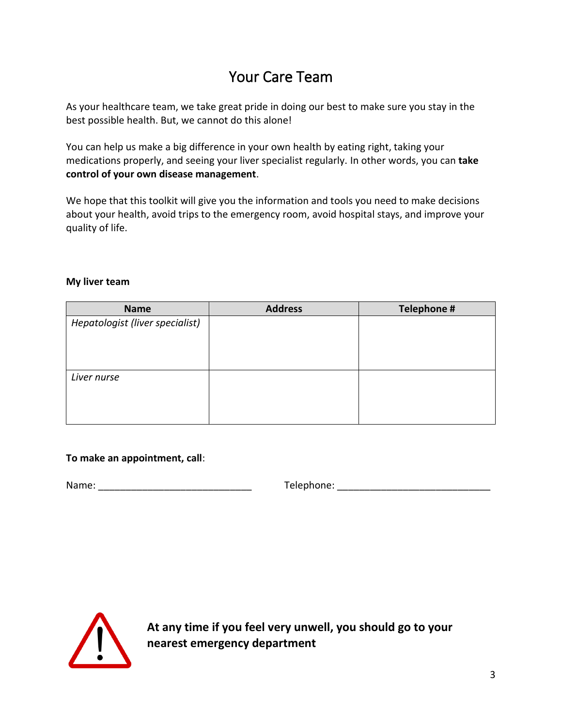# Your Care Team

As your healthcare team, we take great pride in doing our best to make sure you stay in the best possible health. But, we cannot do this alone!

You can help us make a big difference in your own health by eating right, taking your medications properly, and seeing your liver specialist regularly. In other words, you can **take control of your own disease management**.

We hope that this toolkit will give you the information and tools you need to make decisions about your health, avoid trips to the emergency room, avoid hospital stays, and improve your quality of life.

**My liver team**

| Name | Address | Telephone # |
| --- | --- | --- |
| *Hepatologist (liver specialist)* | | |
| *Liver nurse* | | |

**To make an appointment, call**:

Name: ____________________________ Telephone: ____________________________

**At any time if you feel very unwell, you should go to your nearest emergency department**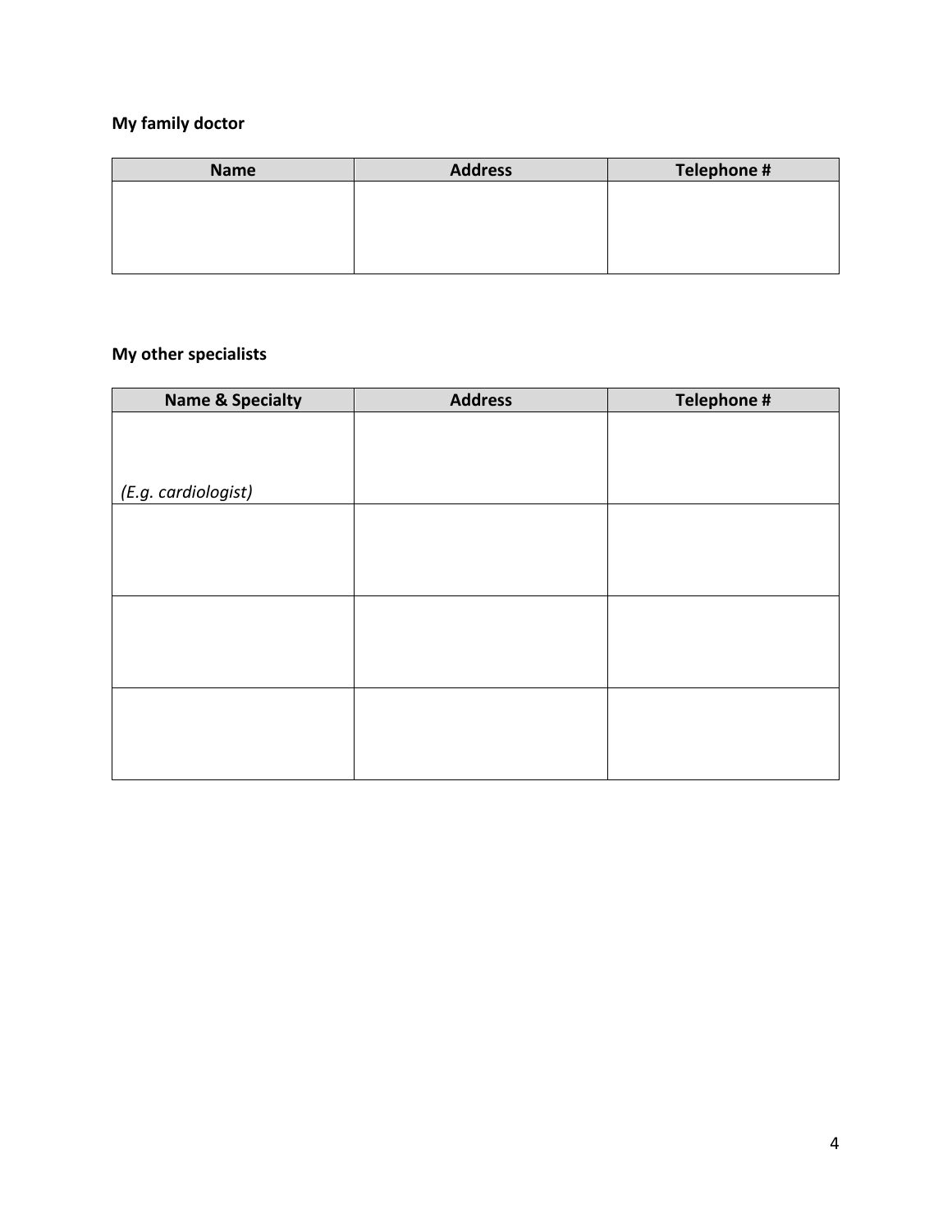**My family doctor**

| Name | Address | Telephone # |
|---|---|---|
| | | |

**My other specialists**

| Name & Specialty | Address | Telephone # |
|---|---|---|
| *(E.g. cardiologist)* | | |
| | | |
| | | |
| | | |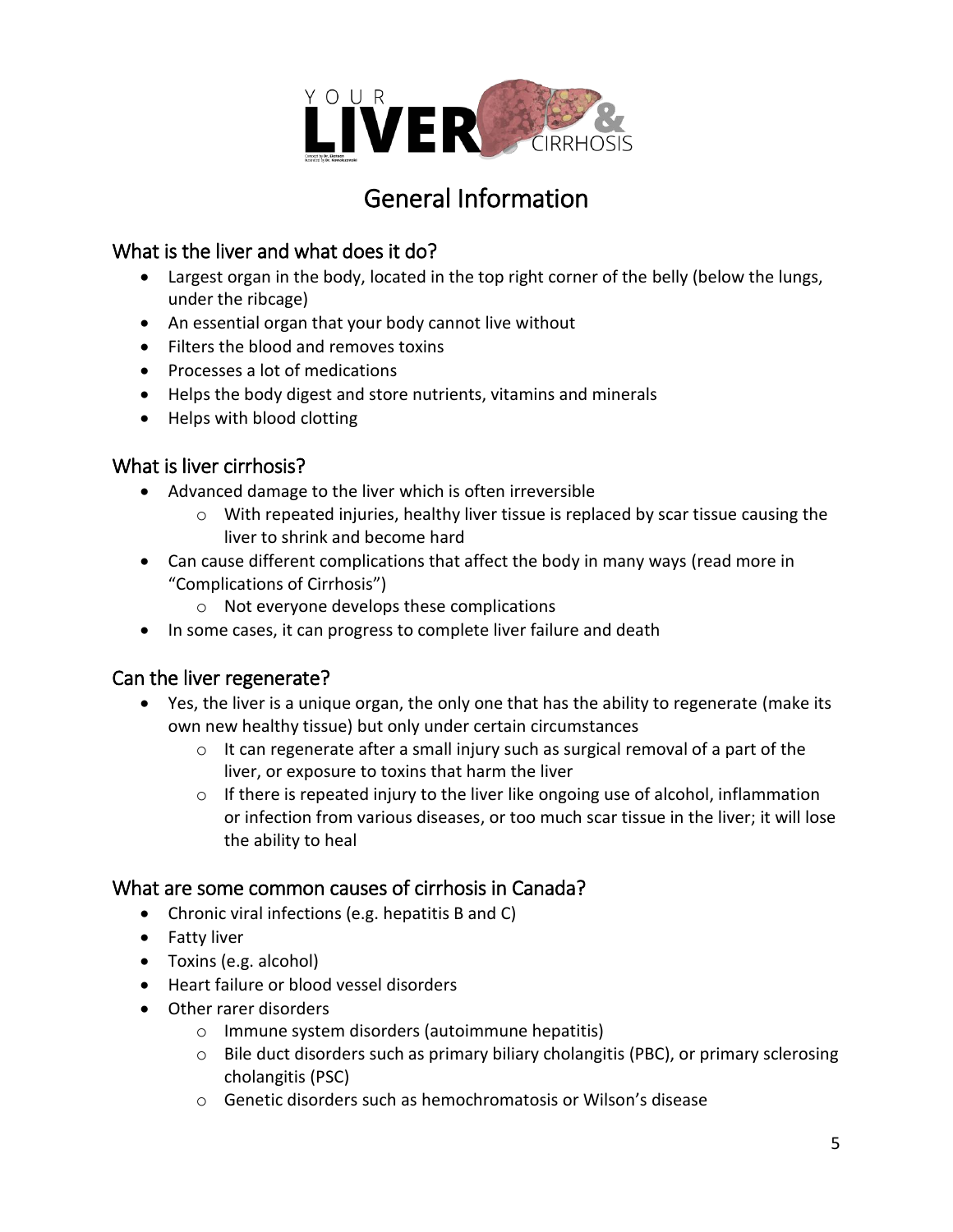# General Information

## What is the liver and what does it do?

- Largest organ in the body, located in the top right corner of the belly (below the lungs, under the ribcage)
- An essential organ that your body cannot live without
- Filters the blood and removes toxins
- Processes a lot of medications
- Helps the body digest and store nutrients, vitamins and minerals
- Helps with blood clotting

## What is liver cirrhosis?

- Advanced damage to the liver which is often irreversible
  - With repeated injuries, healthy liver tissue is replaced by scar tissue causing the liver to shrink and become hard
- Can cause different complications that affect the body in many ways (read more in "Complications of Cirrhosis")
  - Not everyone develops these complications
- In some cases, it can progress to complete liver failure and death

## Can the liver regenerate?

- Yes, the liver is a unique organ, the only one that has the ability to regenerate (make its own new healthy tissue) but only under certain circumstances
  - It can regenerate after a small injury such as surgical removal of a part of the liver, or exposure to toxins that harm the liver
  - If there is repeated injury to the liver like ongoing use of alcohol, inflammation or infection from various diseases, or too much scar tissue in the liver; it will lose the ability to heal

## What are some common causes of cirrhosis in Canada?

- Chronic viral infections (e.g. hepatitis B and C)
- Fatty liver
- Toxins (e.g. alcohol)
- Heart failure or blood vessel disorders
- Other rarer disorders
  - Immune system disorders (autoimmune hepatitis)
  - Bile duct disorders such as primary biliary cholangitis (PBC), or primary sclerosing cholangitis (PSC)
  - Genetic disorders such as hemochromatosis or Wilson's disease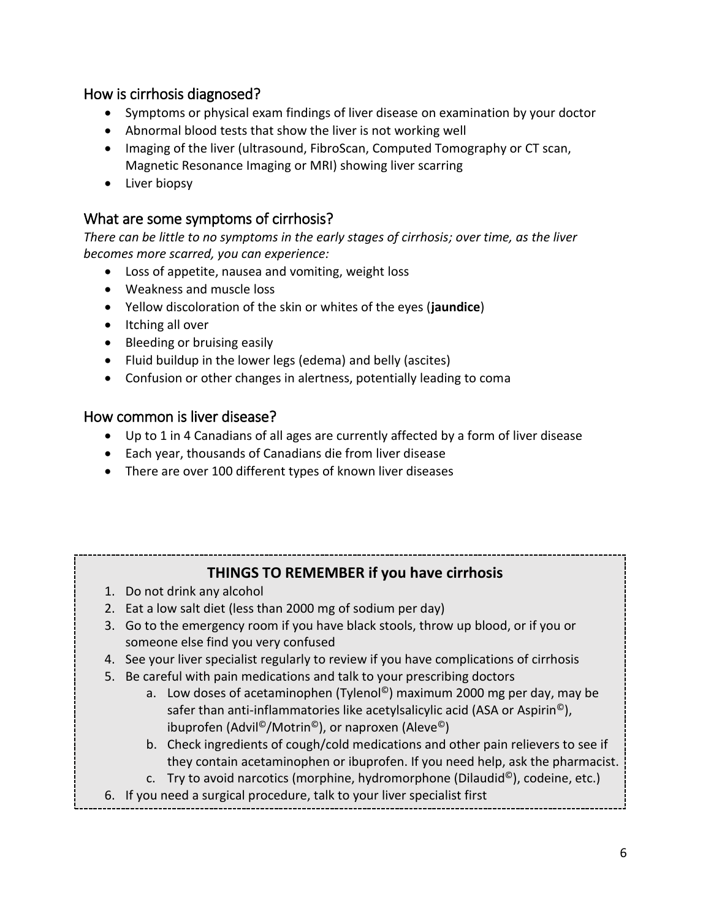## How is cirrhosis diagnosed?

- Symptoms or physical exam findings of liver disease on examination by your doctor
- Abnormal blood tests that show the liver is not working well
- Imaging of the liver (ultrasound, FibroScan, Computed Tomography or CT scan, Magnetic Resonance Imaging or MRI) showing liver scarring
- Liver biopsy

## What are some symptoms of cirrhosis?

*There can be little to no symptoms in the early stages of cirrhosis; over time, as the liver becomes more scarred, you can experience:*

- Loss of appetite, nausea and vomiting, weight loss
- Weakness and muscle loss
- Yellow discoloration of the skin or whites of the eyes (**jaundice**)
- Itching all over
- Bleeding or bruising easily
- Fluid buildup in the lower legs (edema) and belly (ascites)
- Confusion or other changes in alertness, potentially leading to coma

## How common is liver disease?

- Up to 1 in 4 Canadians of all ages are currently affected by a form of liver disease
- Each year, thousands of Canadians die from liver disease
- There are over 100 different types of known liver diseases

### THINGS TO REMEMBER if you have cirrhosis

1. Do not drink any alcohol
2. Eat a low salt diet (less than 2000 mg of sodium per day)
3. Go to the emergency room if you have black stools, throw up blood, or if you or someone else find you very confused
4. See your liver specialist regularly to review if you have complications of cirrhosis
5. Be careful with pain medications and talk to your prescribing doctors
    a. Low doses of acetaminophen (Tylenol©) maximum 2000 mg per day, may be safer than anti-inflammatories like acetylsalicylic acid (ASA or Aspirin©), ibuprofen (Advil©/Motrin©), or naproxen (Aleve©)
    b. Check ingredients of cough/cold medications and other pain relievers to see if they contain acetaminophen or ibuprofen. If you need help, ask the pharmacist.
    c. Try to avoid narcotics (morphine, hydromorphone (Dilaudid©), codeine, etc.)
6. If you need a surgical procedure, talk to your liver specialist first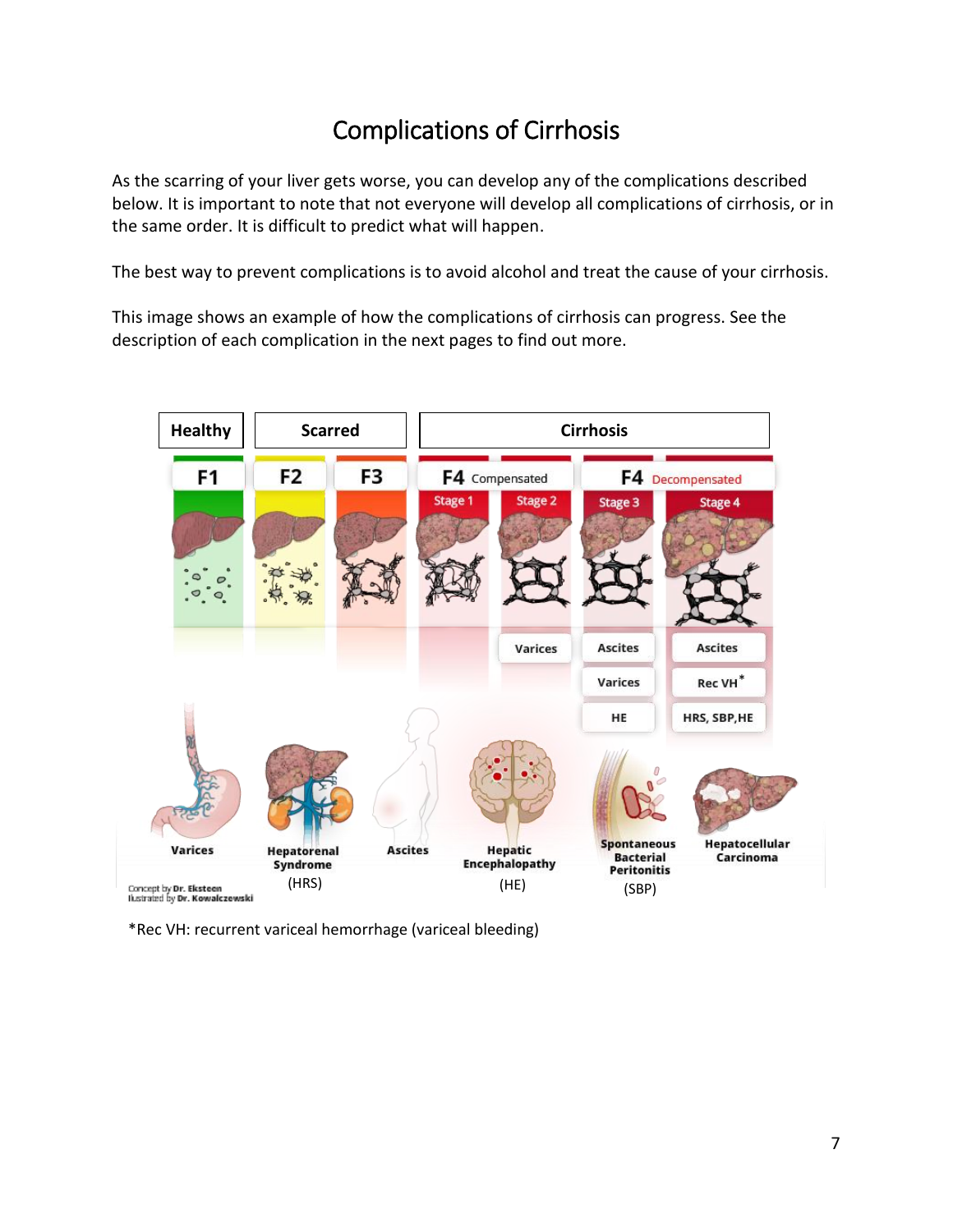# Complications of Cirrhosis

As the scarring of your liver gets worse, you can develop any of the complications described below. It is important to note that not everyone will develop all complications of cirrhosis, or in the same order. It is difficult to predict what will happen.

The best way to prevent complications is to avoid alcohol and treat the cause of your cirrhosis.

This image shows an example of how the complications of cirrhosis can progress. See the description of each complication in the next pages to find out more.

*Rec VH: recurrent variceal hemorrhage (variceal bleeding)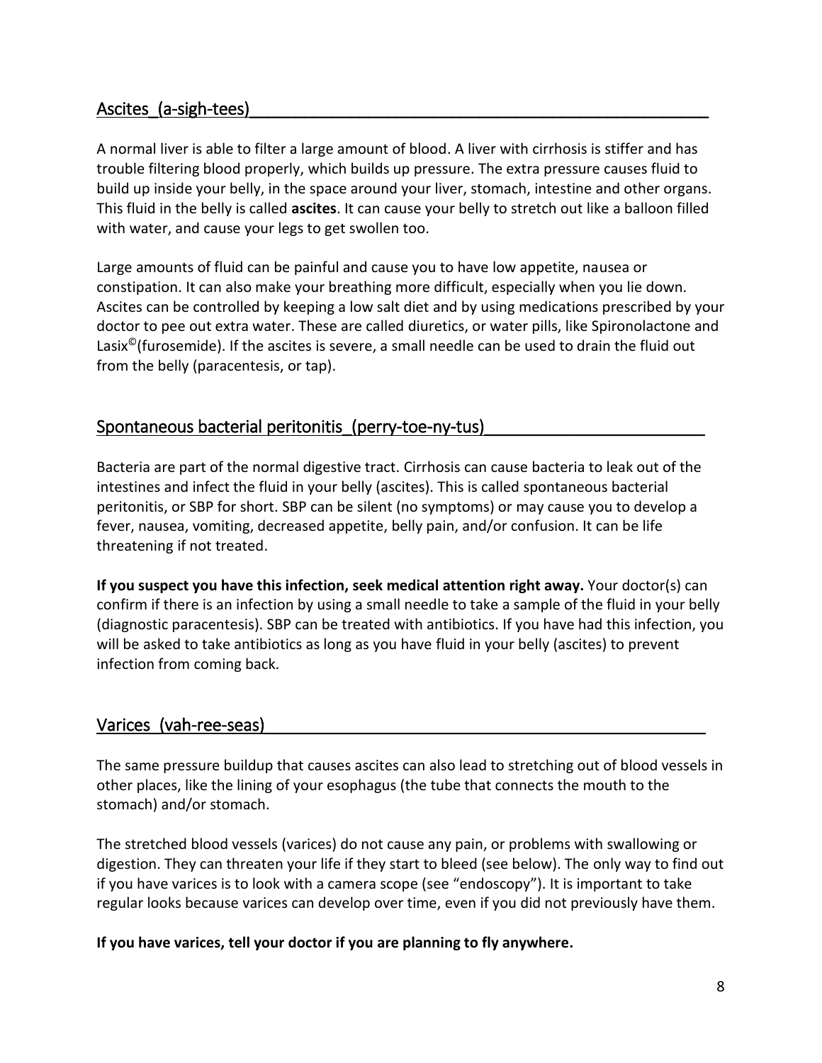## Ascites (a-sigh-tees)

A normal liver is able to filter a large amount of blood. A liver with cirrhosis is stiffer and has trouble filtering blood properly, which builds up pressure. The extra pressure causes fluid to build up inside your belly, in the space around your liver, stomach, intestine and other organs. This fluid in the belly is called **ascites**. It can cause your belly to stretch out like a balloon filled with water, and cause your legs to get swollen too.

Large amounts of fluid can be painful and cause you to have low appetite, nausea or constipation. It can also make your breathing more difficult, especially when you lie down. Ascites can be controlled by keeping a low salt diet and by using medications prescribed by your doctor to pee out extra water. These are called diuretics, or water pills, like Spironolactone and Lasix©(furosemide). If the ascites is severe, a small needle can be used to drain the fluid out from the belly (paracentesis, or tap).

## Spontaneous bacterial peritonitis (perry-toe-ny-tus)

Bacteria are part of the normal digestive tract. Cirrhosis can cause bacteria to leak out of the intestines and infect the fluid in your belly (ascites). This is called spontaneous bacterial peritonitis, or SBP for short. SBP can be silent (no symptoms) or may cause you to develop a fever, nausea, vomiting, decreased appetite, belly pain, and/or confusion. It can be life threatening if not treated.

**If you suspect you have this infection, seek medical attention right away.** Your doctor(s) can confirm if there is an infection by using a small needle to take a sample of the fluid in your belly (diagnostic paracentesis). SBP can be treated with antibiotics. If you have had this infection, you will be asked to take antibiotics as long as you have fluid in your belly (ascites) to prevent infection from coming back.

## Varices (vah-ree-seas)

The same pressure buildup that causes ascites can also lead to stretching out of blood vessels in other places, like the lining of your esophagus (the tube that connects the mouth to the stomach) and/or stomach.

The stretched blood vessels (varices) do not cause any pain, or problems with swallowing or digestion. They can threaten your life if they start to bleed (see below). The only way to find out if you have varices is to look with a camera scope (see "endoscopy"). It is important to take regular looks because varices can develop over time, even if you did not previously have them.

**If you have varices, tell your doctor if you are planning to fly anywhere.**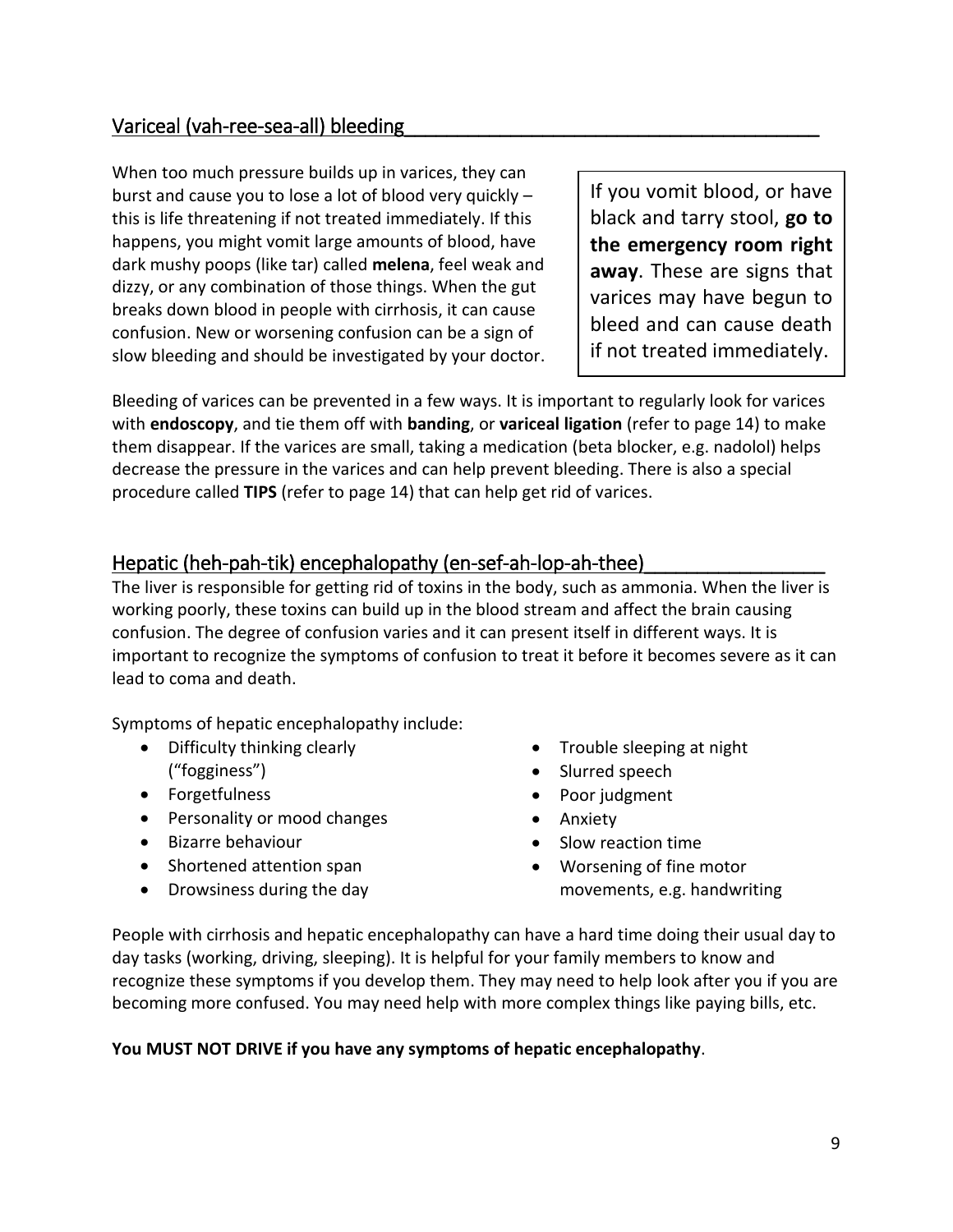## Variceal (vah-ree-sea-all) bleeding

When too much pressure builds up in varices, they can burst and cause you to lose a lot of blood very quickly – this is life threatening if not treated immediately. If this happens, you might vomit large amounts of blood, have dark mushy poops (like tar) called **melena**, feel weak and dizzy, or any combination of those things. When the gut breaks down blood in people with cirrhosis, it can cause confusion. New or worsening confusion can be a sign of slow bleeding and should be investigated by your doctor.

> If you vomit blood, or have black and tarry stool, **go to the emergency room right away**. These are signs that varices may have begun to bleed and can cause death if not treated immediately.

Bleeding of varices can be prevented in a few ways. It is important to regularly look for varices with **endoscopy**, and tie them off with **banding**, or **variceal ligation** (refer to page 14) to make them disappear. If the varices are small, taking a medication (beta blocker, e.g. nadolol) helps decrease the pressure in the varices and can help prevent bleeding. There is also a special procedure called **TIPS** (refer to page 14) that can help get rid of varices.

## Hepatic (heh-pah-tik) encephalopathy (en-sef-ah-lop-ah-thee)

The liver is responsible for getting rid of toxins in the body, such as ammonia. When the liver is working poorly, these toxins can build up in the blood stream and affect the brain causing confusion. The degree of confusion varies and it can present itself in different ways. It is important to recognize the symptoms of confusion to treat it before it becomes severe as it can lead to coma and death.

Symptoms of hepatic encephalopathy include:

- Difficulty thinking clearly ("fogginess")
- Forgetfulness
- Personality or mood changes
- Bizarre behaviour
- Shortened attention span
- Drowsiness during the day
- Trouble sleeping at night
- Slurred speech
- Poor judgment
- Anxiety
- Slow reaction time
- Worsening of fine motor movements, e.g. handwriting

People with cirrhosis and hepatic encephalopathy can have a hard time doing their usual day to day tasks (working, driving, sleeping). It is helpful for your family members to know and recognize these symptoms if you develop them. They may need to help look after you if you are becoming more confused. You may need help with more complex things like paying bills, etc.

**You MUST NOT DRIVE if you have any symptoms of hepatic encephalopathy**.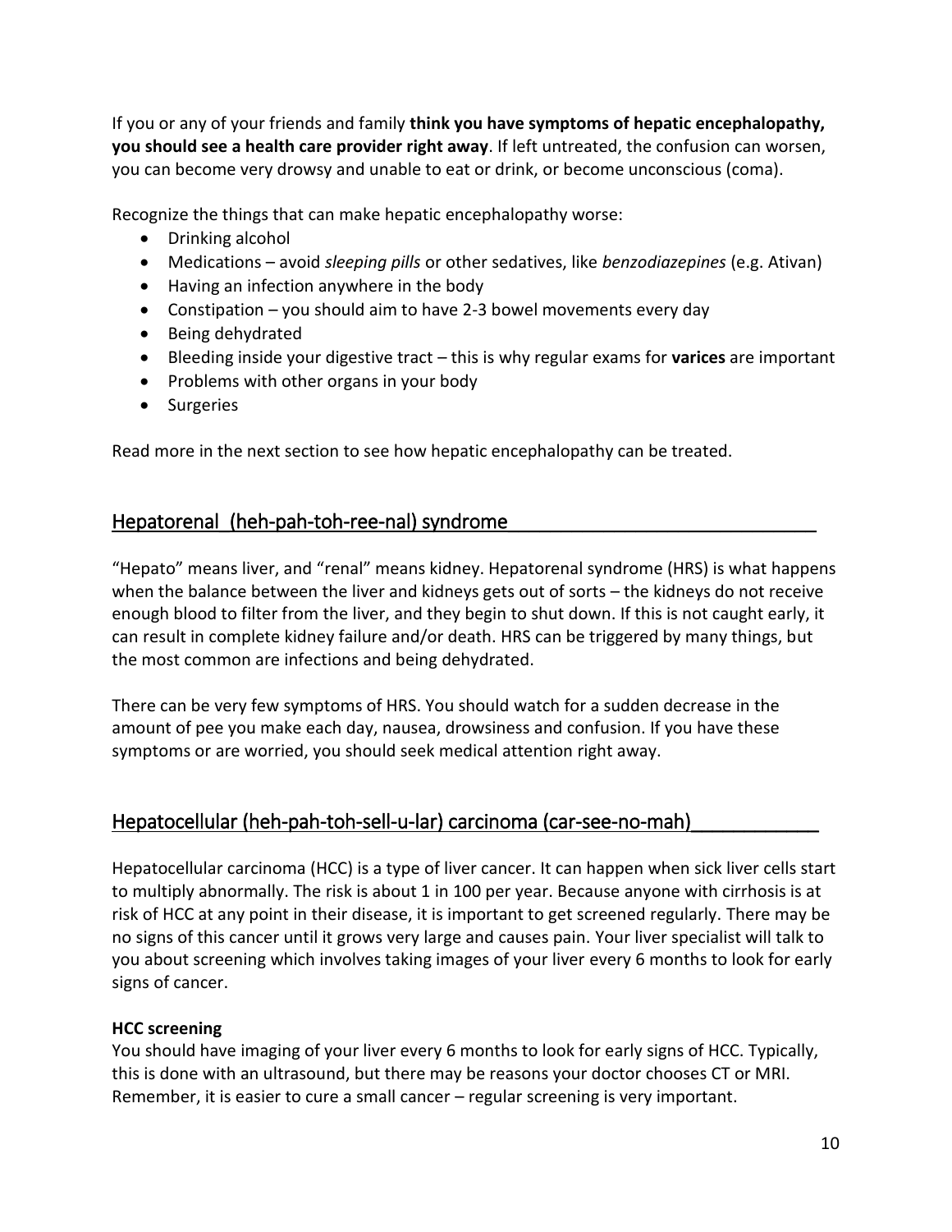If you or any of your friends and family **think you have symptoms of hepatic encephalopathy, you should see a health care provider right away**. If left untreated, the confusion can worsen, you can become very drowsy and unable to eat or drink, or become unconscious (coma).

Recognize the things that can make hepatic encephalopathy worse:

- Drinking alcohol
- Medications – avoid *sleeping pills* or other sedatives, like *benzodiazepines* (e.g. Ativan)
- Having an infection anywhere in the body
- Constipation – you should aim to have 2-3 bowel movements every day
- Being dehydrated
- Bleeding inside your digestive tract – this is why regular exams for **varices** are important
- Problems with other organs in your body
- Surgeries

Read more in the next section to see how hepatic encephalopathy can be treated.

## Hepatorenal (heh-pah-toh-ree-nal) syndrome

"Hepato" means liver, and "renal" means kidney. Hepatorenal syndrome (HRS) is what happens when the balance between the liver and kidneys gets out of sorts – the kidneys do not receive enough blood to filter from the liver, and they begin to shut down. If this is not caught early, it can result in complete kidney failure and/or death. HRS can be triggered by many things, but the most common are infections and being dehydrated.

There can be very few symptoms of HRS. You should watch for a sudden decrease in the amount of pee you make each day, nausea, drowsiness and confusion. If you have these symptoms or are worried, you should seek medical attention right away.

## Hepatocellular (heh-pah-toh-sell-u-lar) carcinoma (car-see-no-mah)

Hepatocellular carcinoma (HCC) is a type of liver cancer. It can happen when sick liver cells start to multiply abnormally. The risk is about 1 in 100 per year. Because anyone with cirrhosis is at risk of HCC at any point in their disease, it is important to get screened regularly. There may be no signs of this cancer until it grows very large and causes pain. Your liver specialist will talk to you about screening which involves taking images of your liver every 6 months to look for early signs of cancer.

**HCC screening**

You should have imaging of your liver every 6 months to look for early signs of HCC. Typically, this is done with an ultrasound, but there may be reasons your doctor chooses CT or MRI. Remember, it is easier to cure a small cancer – regular screening is very important.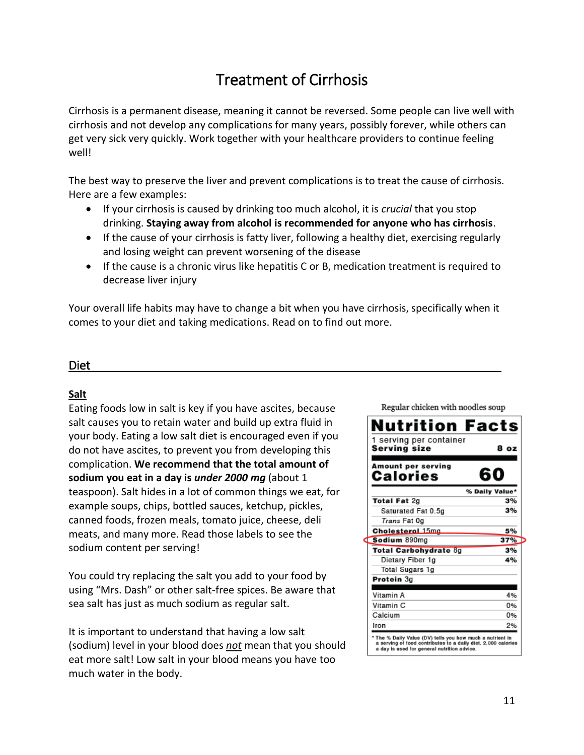# Treatment of Cirrhosis

Cirrhosis is a permanent disease, meaning it cannot be reversed. Some people can live well with cirrhosis and not develop any complications for many years, possibly forever, while others can get very sick very quickly. Work together with your healthcare providers to continue feeling well!

The best way to preserve the liver and prevent complications is to treat the cause of cirrhosis. Here are a few examples:

- If your cirrhosis is caused by drinking too much alcohol, it is *crucial* that you stop drinking. **Staying away from alcohol is recommended for anyone who has cirrhosis**.
- If the cause of your cirrhosis is fatty liver, following a healthy diet, exercising regularly and losing weight can prevent worsening of the disease
- If the cause is a chronic virus like hepatitis C or B, medication treatment is required to decrease liver injury

Your overall life habits may have to change a bit when you have cirrhosis, specifically when it comes to your diet and taking medications. Read on to find out more.

## Diet

### Salt

Eating foods low in salt is key if you have ascites, because salt causes you to retain water and build up extra fluid in your body. Eating a low salt diet is encouraged even if you do not have ascites, to prevent you from developing this complication. **We recommend that the total amount of sodium you eat in a day is *under 2000 mg*** (about 1 teaspoon). Salt hides in a lot of common things we eat, for example soups, chips, bottled sauces, ketchup, pickles, canned foods, frozen meals, tomato juice, cheese, deli meats, and many more. Read those labels to see the sodium content per serving!

You could try replacing the salt you add to your food by using "Mrs. Dash" or other salt-free spices. Be aware that sea salt has just as much sodium as regular salt.

It is important to understand that having a low salt (sodium) level in your blood does *not* mean that you should eat more salt! Low salt in your blood means you have too much water in the body.

Regular chicken with noodles soup

**Nutrition Facts**

1 serving per container

| | |
|---|---|
| **Serving size** | **8 oz** |
| **Amount per serving** | |
| **Calories** | **60** |
| | **% Daily Value*** |
| **Total Fat** 2g | **3%** |
| Saturated Fat 0.5g | **3%** |
| *Trans* Fat 0g | |
| **Cholesterol** 15mg | **5%** |
| **Sodium** 890mg | **37%** |
| **Total Carbohydrate** 8g | **3%** |
| Dietary Fiber 1g | **4%** |
| Total Sugars 1g | |
| **Protein** 3g | |
| Vitamin A | 4% |
| Vitamin C | 0% |
| Calcium | 0% |
| Iron | 2% |

* The % Daily Value (DV) tells you how much a nutrient in a serving of food contributes to a daily diet. 2,000 calories a day is used for general nutrition advice.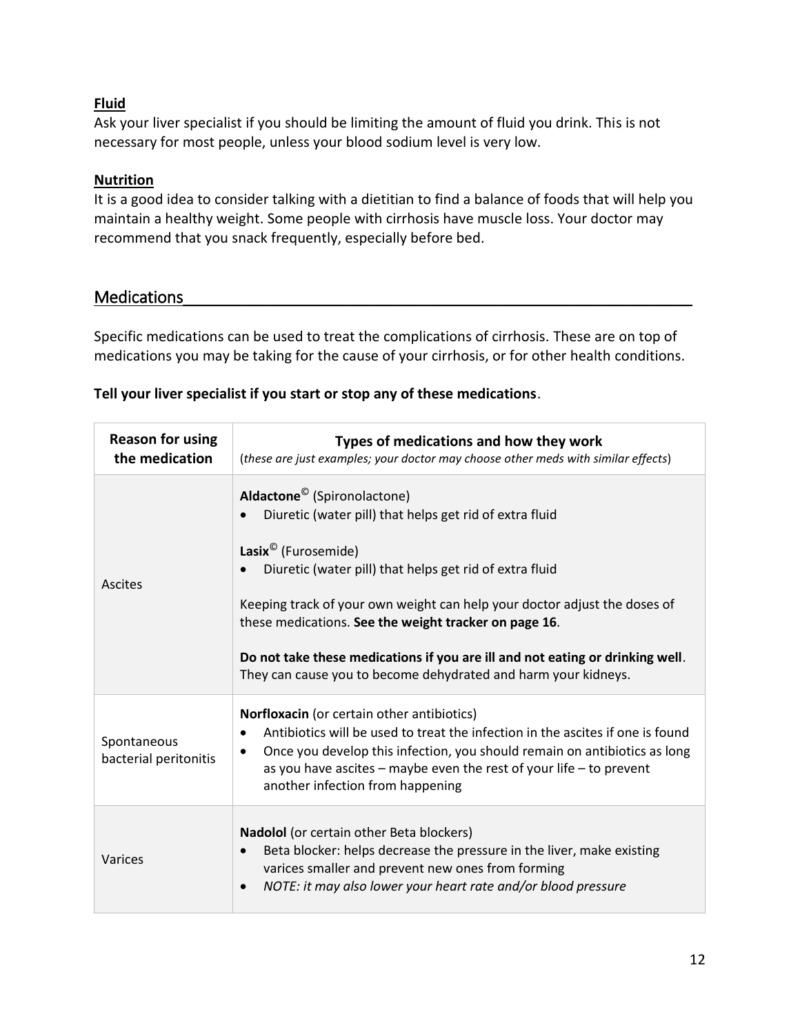### Fluid

Ask your liver specialist if you should be limiting the amount of fluid you drink. This is not necessary for most people, unless your blood sodium level is very low.

### Nutrition

It is a good idea to consider talking with a dietitian to find a balance of foods that will help you maintain a healthy weight. Some people with cirrhosis have muscle loss. Your doctor may recommend that you snack frequently, especially before bed.

## Medications

Specific medications can be used to treat the complications of cirrhosis. These are on top of medications you may be taking for the cause of your cirrhosis, or for other health conditions.

**Tell your liver specialist if you start or stop any of these medications**.

| Reason for using the medication | Types of medications and how they work (*these are just examples; your doctor may choose other meds with similar effects*) |
|---|---|
| Ascites | **Aldactone©** (Spironolactone)<br>• Diuretic (water pill) that helps get rid of extra fluid<br><br>**Lasix©** (Furosemide)<br>• Diuretic (water pill) that helps get rid of extra fluid<br><br>Keeping track of your own weight can help your doctor adjust the doses of these medications. **See the weight tracker on page 16**.<br><br>**Do not take these medications if you are ill and not eating or drinking well**. They can cause you to become dehydrated and harm your kidneys. |
| Spontaneous bacterial peritonitis | **Norfloxacin** (or certain other antibiotics)<br>• Antibiotics will be used to treat the infection in the ascites if one is found<br>• Once you develop this infection, you should remain on antibiotics as long as you have ascites – maybe even the rest of your life – to prevent another infection from happening |
| Varices | **Nadolol** (or certain other Beta blockers)<br>• Beta blocker: helps decrease the pressure in the liver, make existing varices smaller and prevent new ones from forming<br>• *NOTE: it may also lower your heart rate and/or blood pressure* |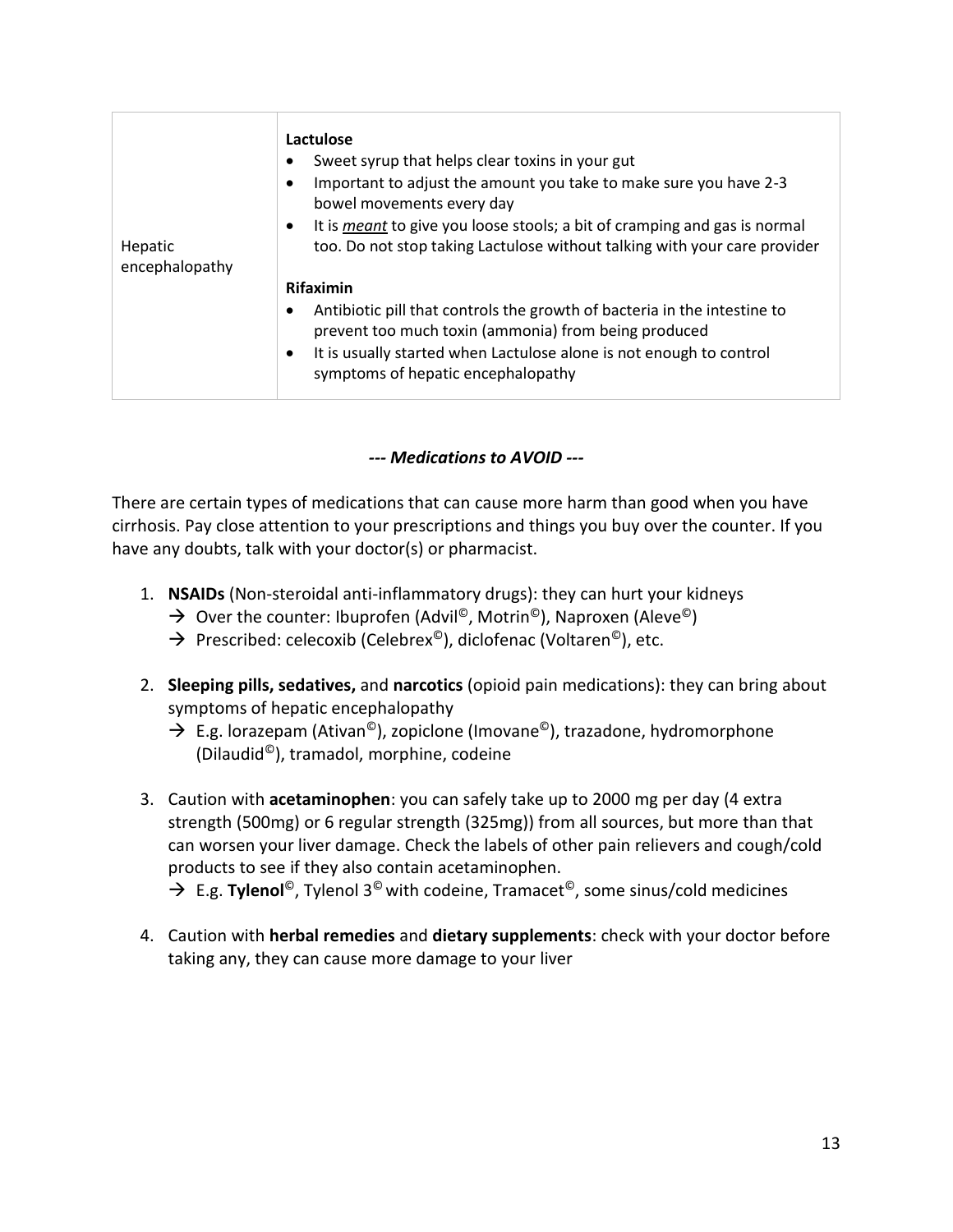| Hepatic encephalopathy | **Lactulose**<br>• Sweet syrup that helps clear toxins in your gut<br>• Important to adjust the amount you take to make sure you have 2-3 bowel movements every day<br>• It is <u>*meant*</u> to give you loose stools; a bit of cramping and gas is normal too. Do not stop taking Lactulose without talking with your care provider<br><br>**Rifaximin**<br>• Antibiotic pill that controls the growth of bacteria in the intestine to prevent too much toxin (ammonia) from being produced<br>• It is usually started when Lactulose alone is not enough to control symptoms of hepatic encephalopathy |
|---|---|

***--- Medications to AVOID ---***

There are certain types of medications that can cause more harm than good when you have cirrhosis. Pay close attention to your prescriptions and things you buy over the counter. If you have any doubts, talk with your doctor(s) or pharmacist.

1. **NSAIDs** (Non-steroidal anti-inflammatory drugs): they can hurt your kidneys
   → Over the counter: Ibuprofen (Advil©, Motrin©), Naproxen (Aleve©)
   → Prescribed: celecoxib (Celebrex©), diclofenac (Voltaren©), etc.

2. **Sleeping pills, sedatives,** and **narcotics** (opioid pain medications): they can bring about symptoms of hepatic encephalopathy
   → E.g. lorazepam (Ativan©), zopiclone (Imovane©), trazadone, hydromorphone (Dilaudid©), tramadol, morphine, codeine

3. Caution with **acetaminophen**: you can safely take up to 2000 mg per day (4 extra strength (500mg) or 6 regular strength (325mg)) from all sources, but more than that can worsen your liver damage. Check the labels of other pain relievers and cough/cold products to see if they also contain acetaminophen.
   → E.g. **Tylenol**©, Tylenol 3© with codeine, Tramacet©, some sinus/cold medicines

4. Caution with **herbal remedies** and **dietary supplements**: check with your doctor before taking any, they can cause more damage to your liver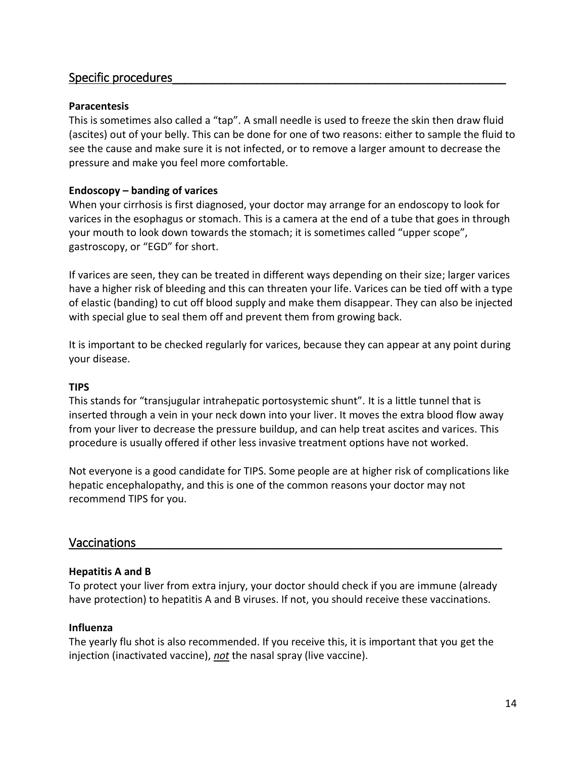## Specific procedures

### Paracentesis

This is sometimes also called a "tap". A small needle is used to freeze the skin then draw fluid (ascites) out of your belly. This can be done for one of two reasons: either to sample the fluid to see the cause and make sure it is not infected, or to remove a larger amount to decrease the pressure and make you feel more comfortable.

### Endoscopy – banding of varices

When your cirrhosis is first diagnosed, your doctor may arrange for an endoscopy to look for varices in the esophagus or stomach. This is a camera at the end of a tube that goes in through your mouth to look down towards the stomach; it is sometimes called "upper scope", gastroscopy, or "EGD" for short.

If varices are seen, they can be treated in different ways depending on their size; larger varices have a higher risk of bleeding and this can threaten your life. Varices can be tied off with a type of elastic (banding) to cut off blood supply and make them disappear. They can also be injected with special glue to seal them off and prevent them from growing back.

It is important to be checked regularly for varices, because they can appear at any point during your disease.

### TIPS

This stands for "transjugular intrahepatic portosystemic shunt". It is a little tunnel that is inserted through a vein in your neck down into your liver. It moves the extra blood flow away from your liver to decrease the pressure buildup, and can help treat ascites and varices. This procedure is usually offered if other less invasive treatment options have not worked.

Not everyone is a good candidate for TIPS. Some people are at higher risk of complications like hepatic encephalopathy, and this is one of the common reasons your doctor may not recommend TIPS for you.

## Vaccinations

### Hepatitis A and B

To protect your liver from extra injury, your doctor should check if you are immune (already have protection) to hepatitis A and B viruses. If not, you should receive these vaccinations.

### Influenza

The yearly flu shot is also recommended. If you receive this, it is important that you get the injection (inactivated vaccine), ***not*** the nasal spray (live vaccine).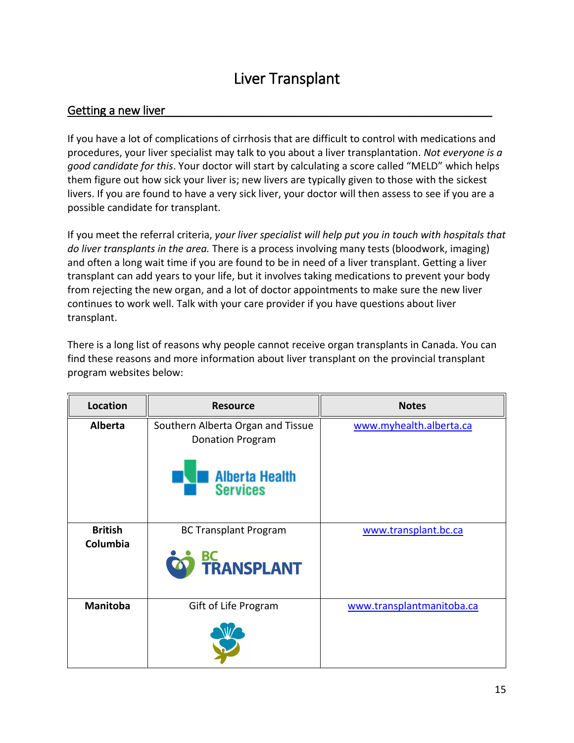# Liver Transplant

## Getting a new liver

If you have a lot of complications of cirrhosis that are difficult to control with medications and procedures, your liver specialist may talk to you about a liver transplantation. *Not everyone is a good candidate for this*. Your doctor will start by calculating a score called "MELD" which helps them figure out how sick your liver is; new livers are typically given to those with the sickest livers. If you are found to have a very sick liver, your doctor will then assess to see if you are a possible candidate for transplant.

If you meet the referral criteria, *your liver specialist will help put you in touch with hospitals that do liver transplants in the area.* There is a process involving many tests (bloodwork, imaging) and often a long wait time if you are found to be in need of a liver transplant. Getting a liver transplant can add years to your life, but it involves taking medications to prevent your body from rejecting the new organ, and a lot of doctor appointments to make sure the new liver continues to work well. Talk with your care provider if you have questions about liver transplant.

There is a long list of reasons why people cannot receive organ transplants in Canada. You can find these reasons and more information about liver transplant on the provincial transplant program websites below:

| Location | Resource | Notes |
| --- | --- | --- |
| **Alberta** | Southern Alberta Organ and Tissue Donation Program | www.myhealth.alberta.ca |
| **British Columbia** | BC Transplant Program | www.transplant.bc.ca |
| **Manitoba** | Gift of Life Program | www.transplantmanitoba.ca |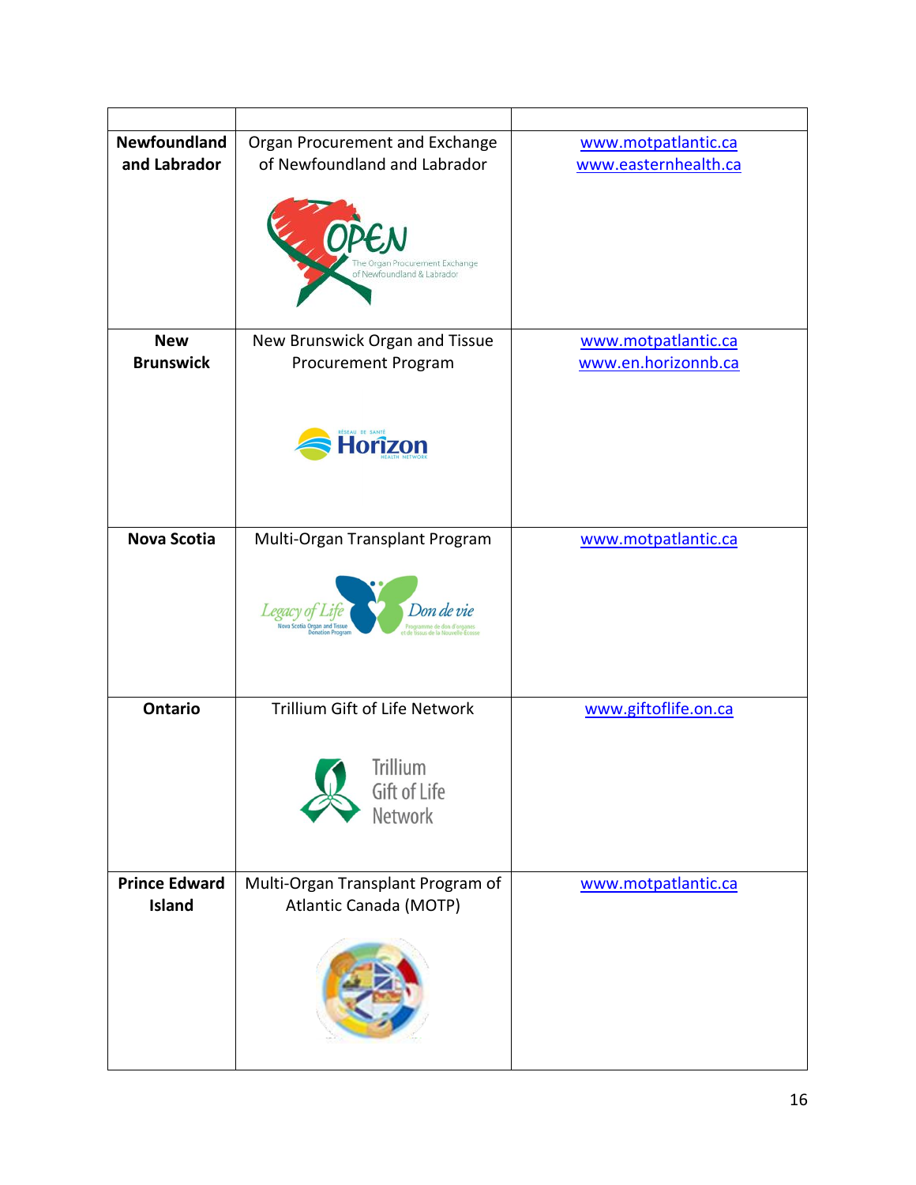| | | |
|---|---|---|
| **Newfoundland and Labrador** | Organ Procurement and Exchange of Newfoundland and Labrador | www.motpatlantic.ca www.easternhealth.ca |
| **New Brunswick** | New Brunswick Organ and Tissue Procurement Program | www.motpatlantic.ca www.en.horizonnb.ca |
| **Nova Scotia** | Multi-Organ Transplant Program | www.motpatlantic.ca |
| **Ontario** | Trillium Gift of Life Network | www.giftoflife.on.ca |
| **Prince Edward Island** | Multi-Organ Transplant Program of Atlantic Canada (MOTP) | www.motpatlantic.ca |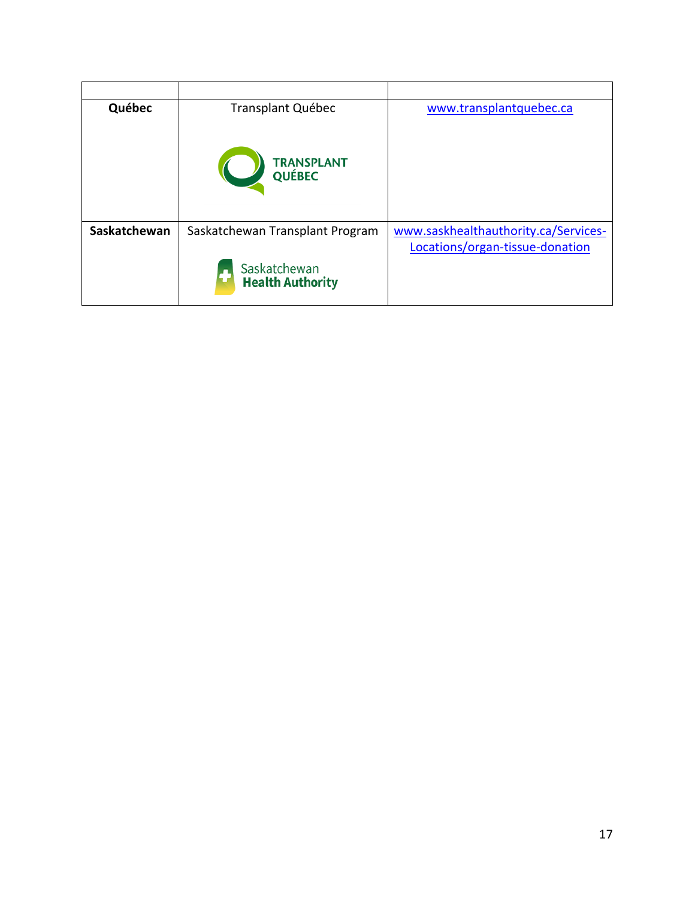| | | |
|---|---|---|
| **Québec** | Transplant Québec | www.transplantquebec.ca |
| **Saskatchewan** | Saskatchewan Transplant Program | www.saskhealthauthority.ca/Services-Locations/organ-tissue-donation |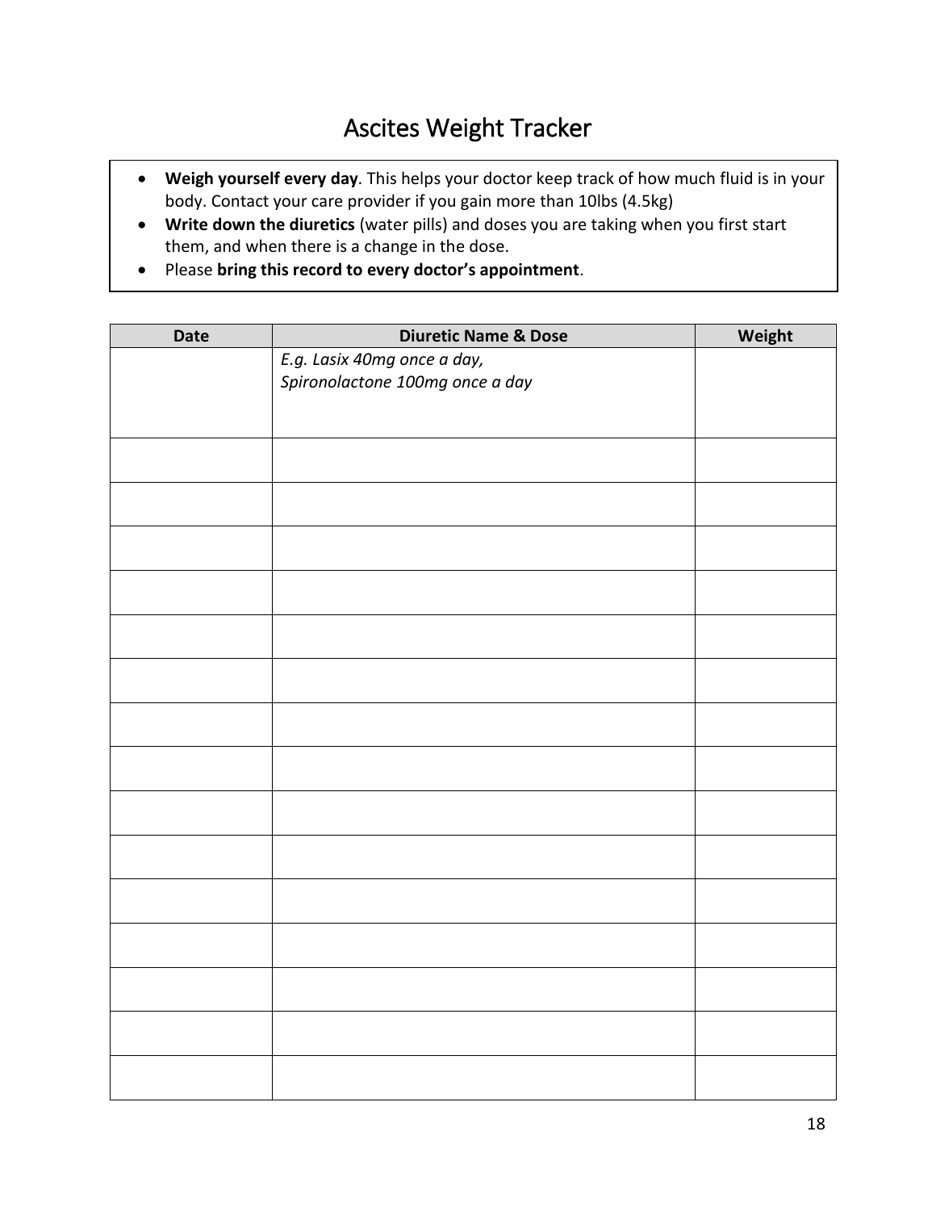# Ascites Weight Tracker

- **Weigh yourself every day**. This helps your doctor keep track of how much fluid is in your body. Contact your care provider if you gain more than 10lbs (4.5kg)
- **Write down the diuretics** (water pills) and doses you are taking when you first start them, and when there is a change in the dose.
- Please **bring this record to every doctor's appointment**.

| Date | Diuretic Name & Dose | Weight |
|---|---|---|
| | *E.g. Lasix 40mg once a day, Spironolactone 100mg once a day* | |
| | | |
| | | |
| | | |
| | | |
| | | |
| | | |
| | | |
| | | |
| | | |
| | | |
| | | |
| | | |
| | | |
| | | |
| | | |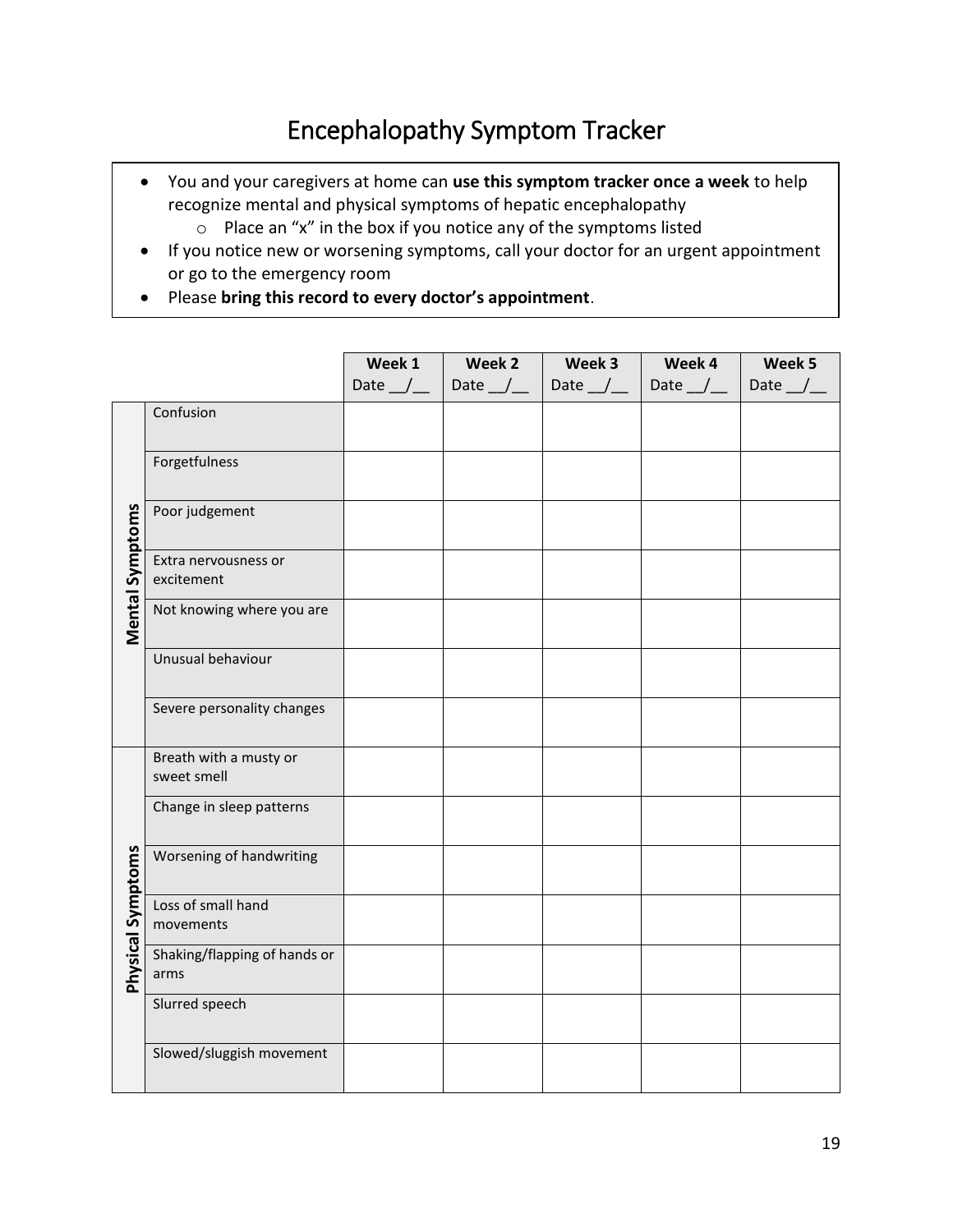# Encephalopathy Symptom Tracker

- You and your caregivers at home can **use this symptom tracker once a week** to help recognize mental and physical symptoms of hepatic encephalopathy
  - Place an "x" in the box if you notice any of the symptoms listed
- If you notice new or worsening symptoms, call your doctor for an urgent appointment or go to the emergency room
- Please **bring this record to every doctor's appointment**.

| | | **Week 1** Date __/__ | **Week 2** Date __/__ | **Week 3** Date __/__ | **Week 4** Date __/__ | **Week 5** Date __/__ |
|---|---|---|---|---|---|---|
| **Mental Symptoms** | Confusion | | | | | |
| | Forgetfulness | | | | | |
| | Poor judgement | | | | | |
| | Extra nervousness or excitement | | | | | |
| | Not knowing where you are | | | | | |
| | Unusual behaviour | | | | | |
| | Severe personality changes | | | | | |
| **Physical Symptoms** | Breath with a musty or sweet smell | | | | | |
| | Change in sleep patterns | | | | | |
| | Worsening of handwriting | | | | | |
| | Loss of small hand movements | | | | | |
| | Shaking/flapping of hands or arms | | | | | |
| | Slurred speech | | | | | |
| | Slowed/sluggish movement | | | | | |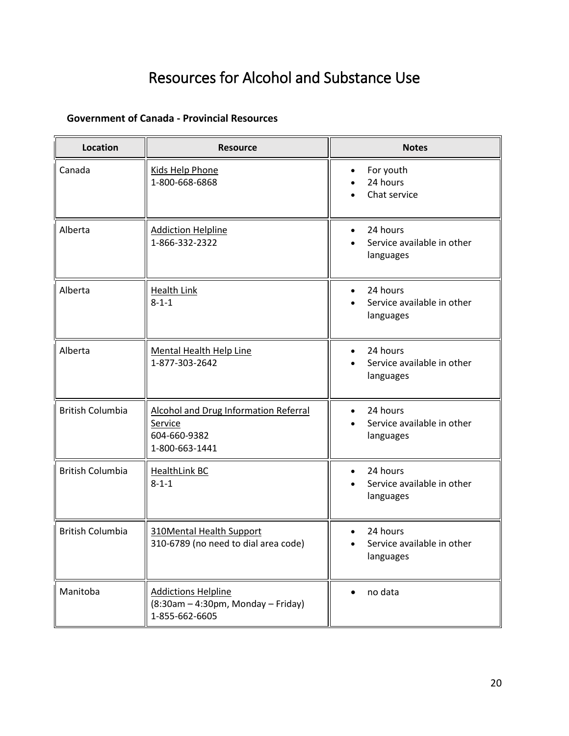# Resources for Alcohol and Substance Use

**Government of Canada - Provincial Resources**

| Location | Resource | Notes |
|---|---|---|
| Canada | Kids Help Phone<br>1-800-668-6868 | • For youth<br>• 24 hours<br>• Chat service |
| Alberta | Addiction Helpline<br>1-866-332-2322 | • 24 hours<br>• Service available in other languages |
| Alberta | Health Link<br>8-1-1 | • 24 hours<br>• Service available in other languages |
| Alberta | Mental Health Help Line<br>1-877-303-2642 | • 24 hours<br>• Service available in other languages |
| British Columbia | Alcohol and Drug Information Referral Service<br>604-660-9382<br>1-800-663-1441 | • 24 hours<br>• Service available in other languages |
| British Columbia | HealthLink BC<br>8-1-1 | • 24 hours<br>• Service available in other languages |
| British Columbia | 310Mental Health Support<br>310-6789 (no need to dial area code) | • 24 hours<br>• Service available in other languages |
| Manitoba | Addictions Helpline<br>(8:30am – 4:30pm, Monday – Friday)<br>1-855-662-6605 | • no data |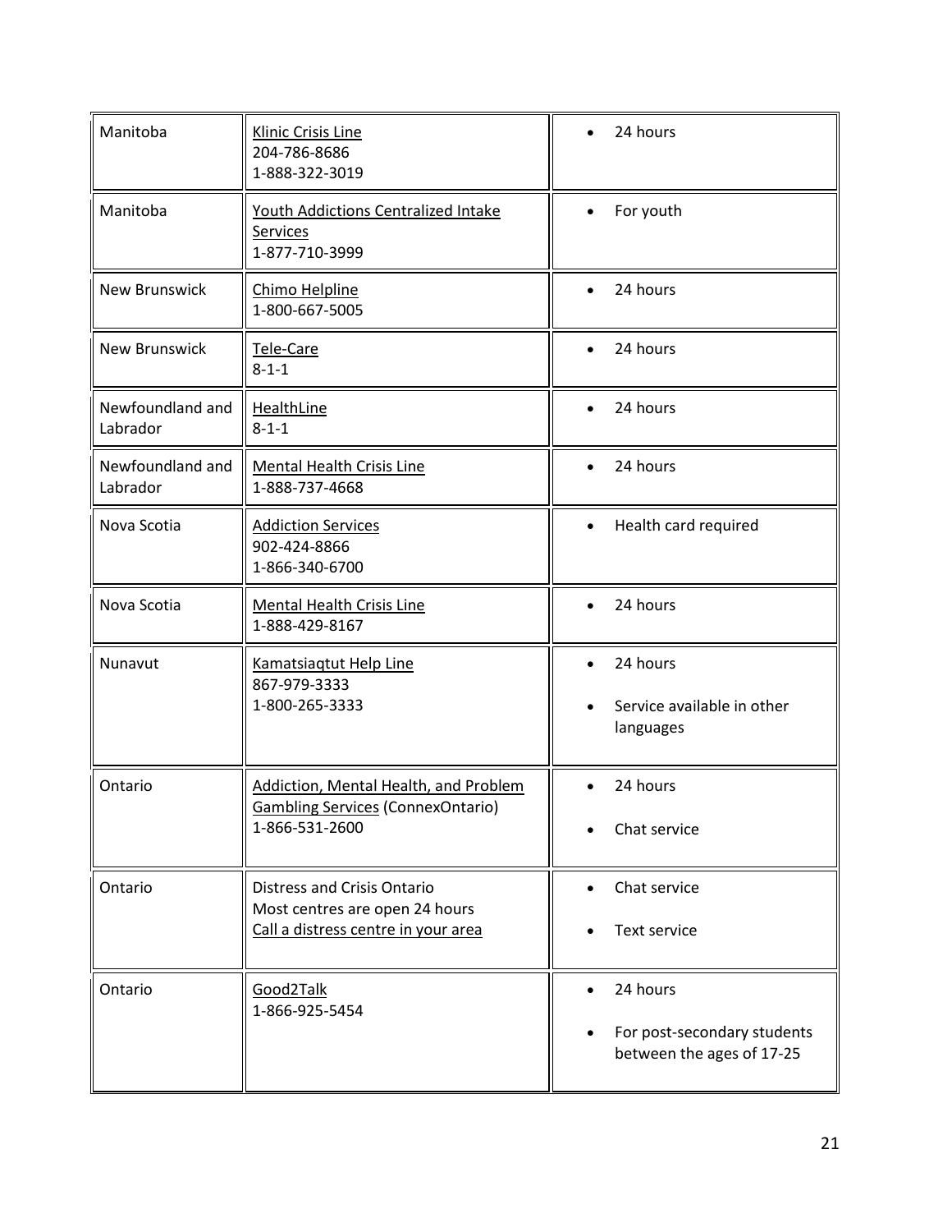| Manitoba | Klinic Crisis Line<br>204-786-8686<br>1-888-322-3019 | • 24 hours |
|---|---|---|
| Manitoba | Youth Addictions Centralized Intake Services<br>1-877-710-3999 | • For youth |
| New Brunswick | Chimo Helpline<br>1-800-667-5005 | • 24 hours |
| New Brunswick | Tele-Care<br>8-1-1 | • 24 hours |
| Newfoundland and Labrador | HealthLine<br>8-1-1 | • 24 hours |
| Newfoundland and Labrador | Mental Health Crisis Line<br>1-888-737-4668 | • 24 hours |
| Nova Scotia | Addiction Services<br>902-424-8866<br>1-866-340-6700 | • Health card required |
| Nova Scotia | Mental Health Crisis Line<br>1-888-429-8167 | • 24 hours |
| Nunavut | Kamatsiaqtut Help Line<br>867-979-3333<br>1-800-265-3333 | • 24 hours<br>• Service available in other languages |
| Ontario | Addiction, Mental Health, and Problem Gambling Services (ConnexOntario)<br>1-866-531-2600 | • 24 hours<br>• Chat service |
| Ontario | Distress and Crisis Ontario<br>Most centres are open 24 hours<br>Call a distress centre in your area | • Chat service<br>• Text service |
| Ontario | Good2Talk<br>1-866-925-5454 | • 24 hours<br>• For post-secondary students between the ages of 17-25 |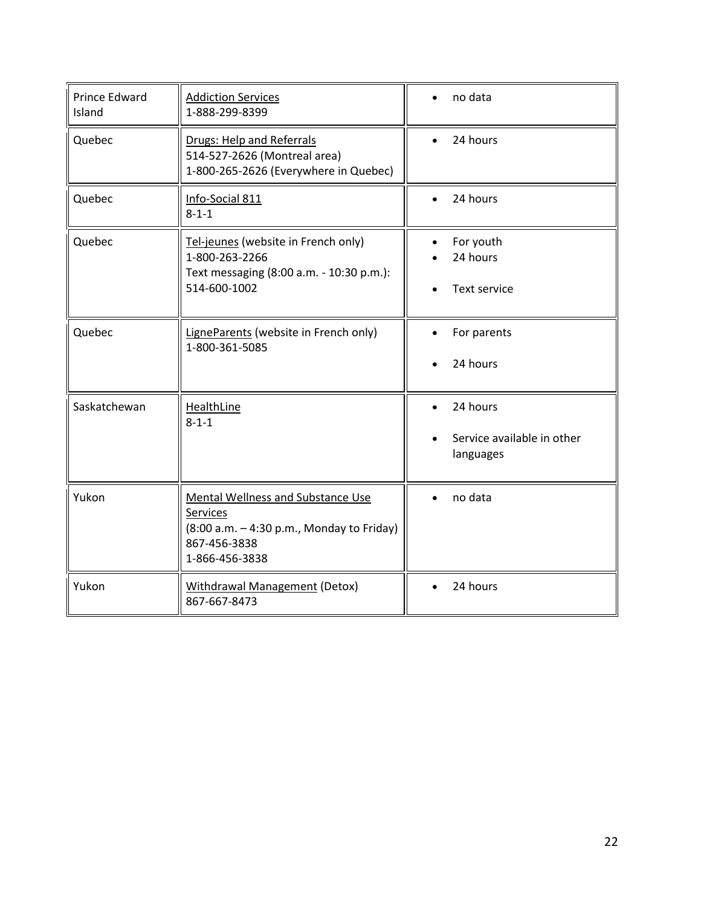| | | |
|---|---|---|
| Prince Edward Island | Addiction Services<br>1-888-299-8399 | • no data |
| Quebec | Drugs: Help and Referrals<br>514-527-2626 (Montreal area)<br>1-800-265-2626 (Everywhere in Quebec) | • 24 hours |
| Quebec | Info-Social 811<br>8-1-1 | • 24 hours |
| Quebec | Tel-jeunes (website in French only)<br>1-800-263-2266<br>Text messaging (8:00 a.m. - 10:30 p.m.): 514-600-1002 | • For youth<br>• 24 hours<br>• Text service |
| Quebec | LigneParents (website in French only)<br>1-800-361-5085 | • For parents<br>• 24 hours |
| Saskatchewan | HealthLine<br>8-1-1 | • 24 hours<br>• Service available in other languages |
| Yukon | Mental Wellness and Substance Use Services<br>(8:00 a.m. – 4:30 p.m., Monday to Friday)<br>867-456-3838<br>1-866-456-3838 | • no data |
| Yukon | Withdrawal Management (Detox)<br>867-667-8473 | • 24 hours |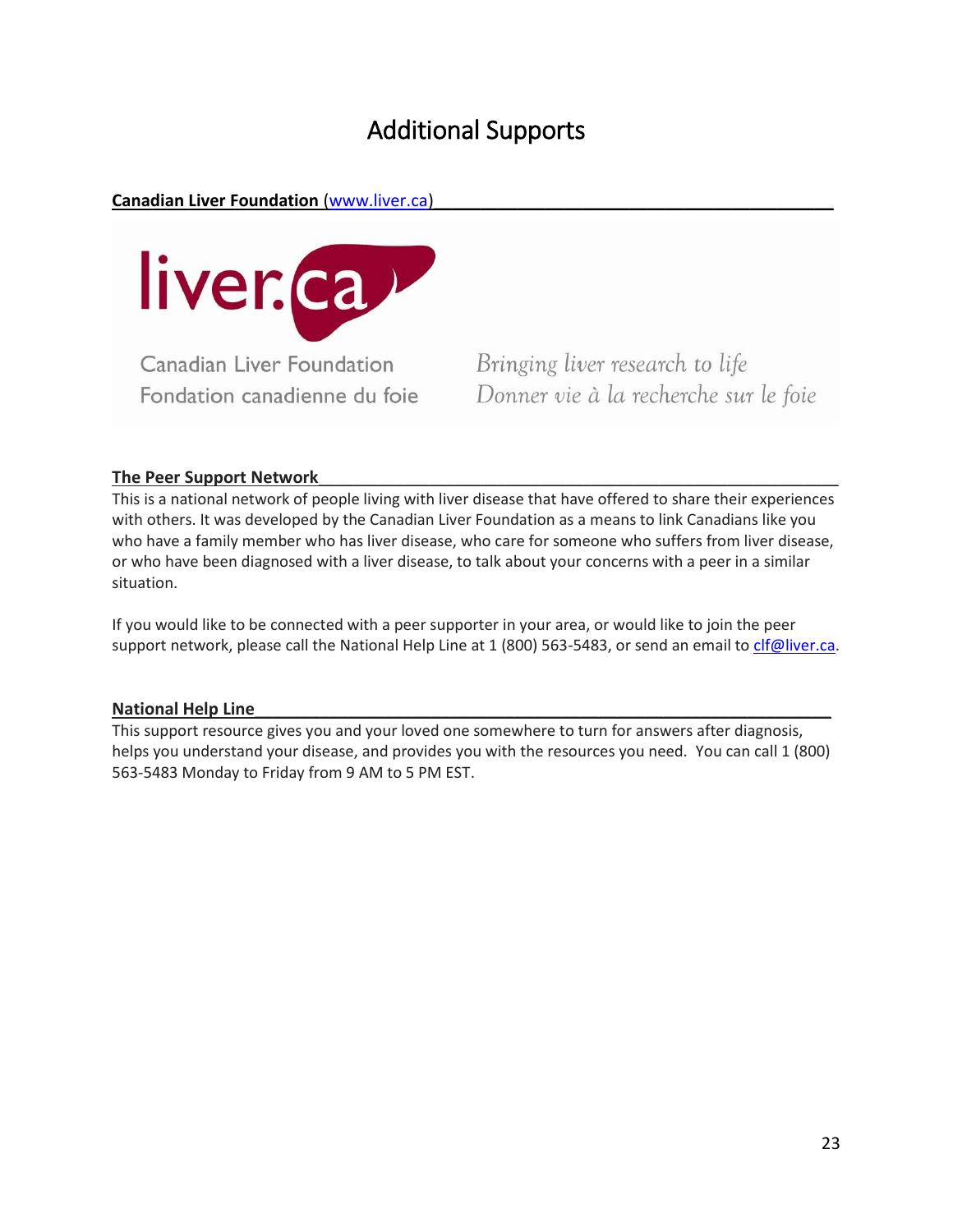# Additional Supports

**Canadian Liver Foundation** (www.liver.ca)

liver.ca

Canadian Liver Foundation
Fondation canadienne du foie

*Bringing liver research to life*
*Donner vie à la recherche sur le foie*

**The Peer Support Network**

This is a national network of people living with liver disease that have offered to share their experiences with others. It was developed by the Canadian Liver Foundation as a means to link Canadians like you who have a family member who has liver disease, who care for someone who suffers from liver disease, or who have been diagnosed with a liver disease, to talk about your concerns with a peer in a similar situation.

If you would like to be connected with a peer supporter in your area, or would like to join the peer support network, please call the National Help Line at 1 (800) 563-5483, or send an email to clf@liver.ca.

**National Help Line**

This support resource gives you and your loved one somewhere to turn for answers after diagnosis, helps you understand your disease, and provides you with the resources you need. You can call 1 (800) 563-5483 Monday to Friday from 9 AM to 5 PM EST.